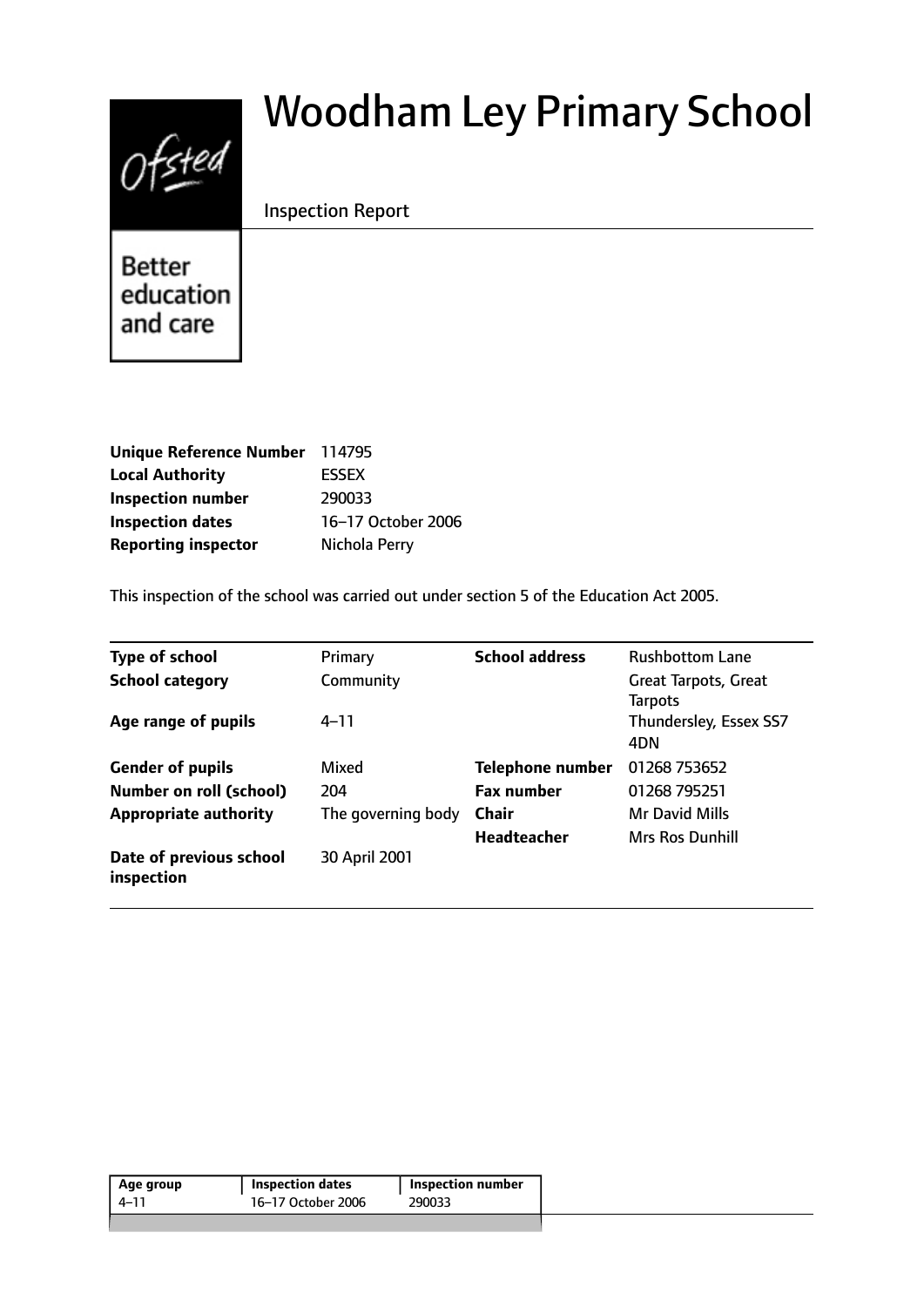# Woodham Ley Primary School

Inspection Report

Better education and care

| | |
|---|---|
| **Unique Reference Number** | 114795 |
| **Local Authority** | ESSEX |
| **Inspection number** | 290033 |
| **Inspection dates** | 16–17 October 2006 |
| **Reporting inspector** | Nichola Perry |

This inspection of the school was carried out under section 5 of the Education Act 2005.

| | | | |
|---|---|---|---|
| **Type of school** | Primary | **School address** | Rushbottom Lane |
| **School category** | Community | | Great Tarpots, Great Tarpots |
| **Age range of pupils** | 4–11 | | Thundersley, Essex SS7 4DN |
| **Gender of pupils** | Mixed | **Telephone number** | 01268 753652 |
| **Number on roll (school)** | 204 | **Fax number** | 01268 795251 |
| **Appropriate authority** | The governing body | **Chair** | Mr David Mills |
| | | **Headteacher** | Mrs Ros Dunhill |
| **Date of previous school inspection** | 30 April 2001 | | |

| Age group | Inspection dates | Inspection number |
|---|---|---|
| 4–11 | 16–17 October 2006 | 290033 |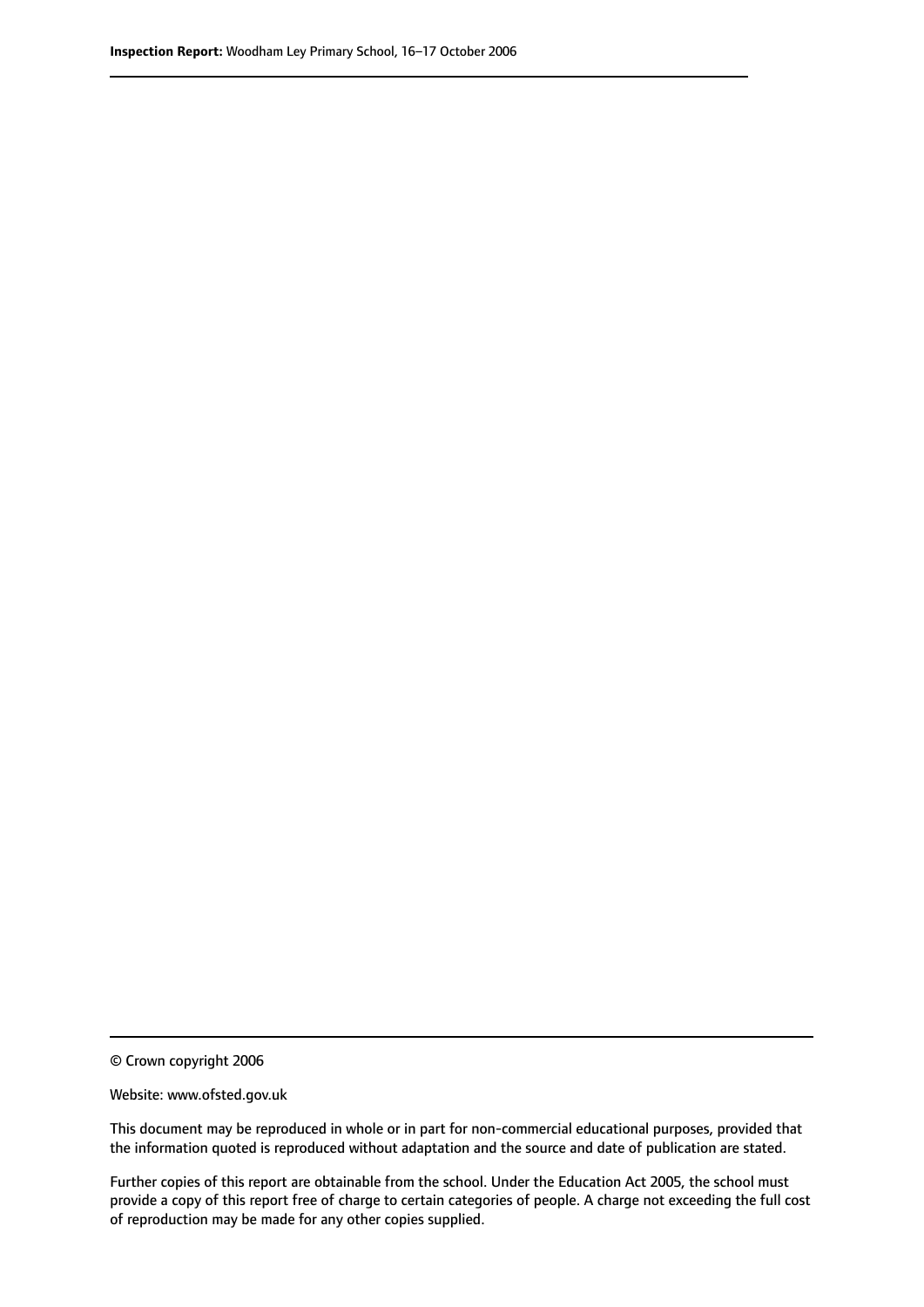© Crown copyright 2006

Website: www.ofsted.gov.uk

This document may be reproduced in whole or in part for non-commercial educational purposes, provided that the information quoted is reproduced without adaptation and the source and date of publication are stated.

Further copies of this report are obtainable from the school. Under the Education Act 2005, the school must provide a copy of this report free of charge to certain categories of people. A charge not exceeding the full cost of reproduction may be made for any other copies supplied.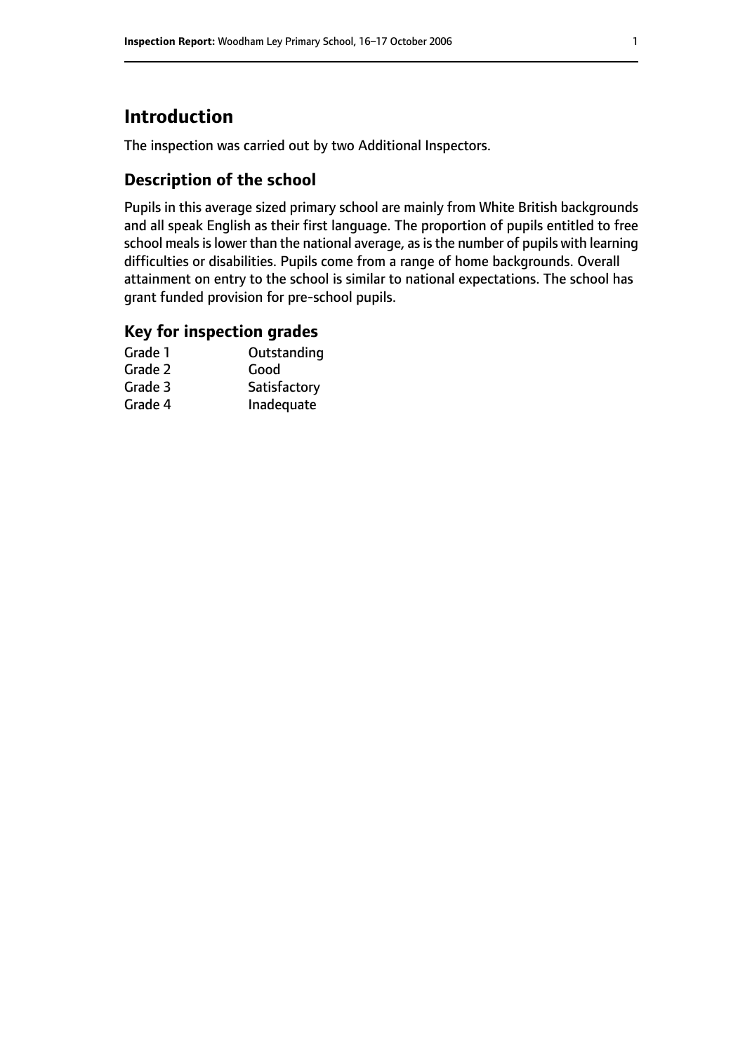# Introduction

The inspection was carried out by two Additional Inspectors.

## Description of the school

Pupils in this average sized primary school are mainly from White British backgrounds and all speak English as their first language. The proportion of pupils entitled to free school meals is lower than the national average, as is the number of pupils with learning difficulties or disabilities. Pupils come from a range of home backgrounds. Overall attainment on entry to the school is similar to national expectations. The school has grant funded provision for pre-school pupils.

## Key for inspection grades

| | |
|---|---|
| Grade 1 | Outstanding |
| Grade 2 | Good |
| Grade 3 | Satisfactory |
| Grade 4 | Inadequate |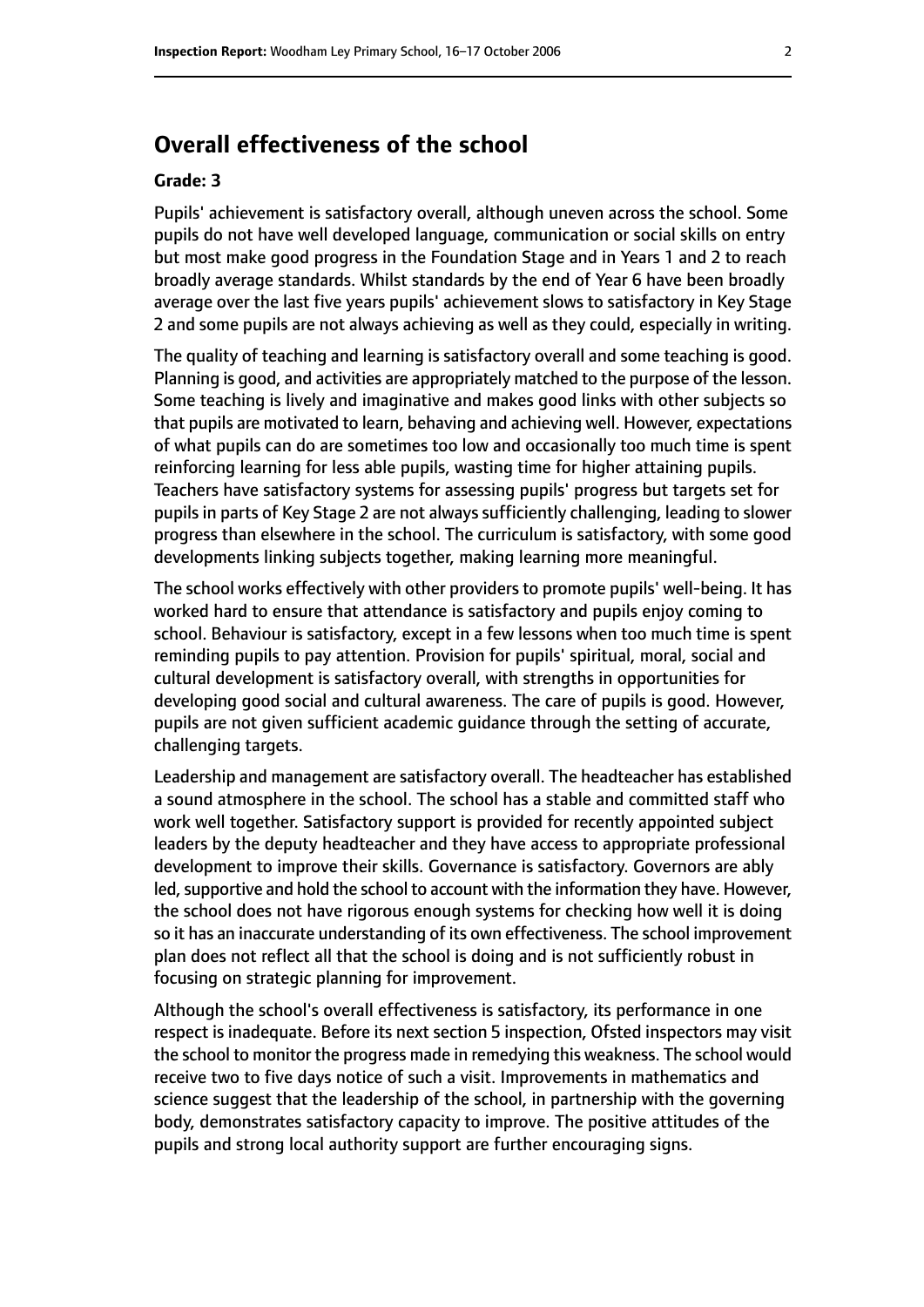## Overall effectiveness of the school

### Grade: 3

Pupils' achievement is satisfactory overall, although uneven across the school. Some pupils do not have well developed language, communication or social skills on entry but most make good progress in the Foundation Stage and in Years 1 and 2 to reach broadly average standards. Whilst standards by the end of Year 6 have been broadly average over the last five years pupils' achievement slows to satisfactory in Key Stage 2 and some pupils are not always achieving as well as they could, especially in writing.

The quality of teaching and learning is satisfactory overall and some teaching is good. Planning is good, and activities are appropriately matched to the purpose of the lesson. Some teaching is lively and imaginative and makes good links with other subjects so that pupils are motivated to learn, behaving and achieving well. However, expectations of what pupils can do are sometimes too low and occasionally too much time is spent reinforcing learning for less able pupils, wasting time for higher attaining pupils. Teachers have satisfactory systems for assessing pupils' progress but targets set for pupils in parts of Key Stage 2 are not always sufficiently challenging, leading to slower progress than elsewhere in the school. The curriculum is satisfactory, with some good developments linking subjects together, making learning more meaningful.

The school works effectively with other providers to promote pupils' well-being. It has worked hard to ensure that attendance is satisfactory and pupils enjoy coming to school. Behaviour is satisfactory, except in a few lessons when too much time is spent reminding pupils to pay attention. Provision for pupils' spiritual, moral, social and cultural development is satisfactory overall, with strengths in opportunities for developing good social and cultural awareness. The care of pupils is good. However, pupils are not given sufficient academic guidance through the setting of accurate, challenging targets.

Leadership and management are satisfactory overall. The headteacher has established a sound atmosphere in the school. The school has a stable and committed staff who work well together. Satisfactory support is provided for recently appointed subject leaders by the deputy headteacher and they have access to appropriate professional development to improve their skills. Governance is satisfactory. Governors are ably led, supportive and hold the school to account with the information they have. However, the school does not have rigorous enough systems for checking how well it is doing so it has an inaccurate understanding of its own effectiveness. The school improvement plan does not reflect all that the school is doing and is not sufficiently robust in focusing on strategic planning for improvement.

Although the school's overall effectiveness is satisfactory, its performance in one respect is inadequate. Before its next section 5 inspection, Ofsted inspectors may visit the school to monitor the progress made in remedying this weakness. The school would receive two to five days notice of such a visit. Improvements in mathematics and science suggest that the leadership of the school, in partnership with the governing body, demonstrates satisfactory capacity to improve. The positive attitudes of the pupils and strong local authority support are further encouraging signs.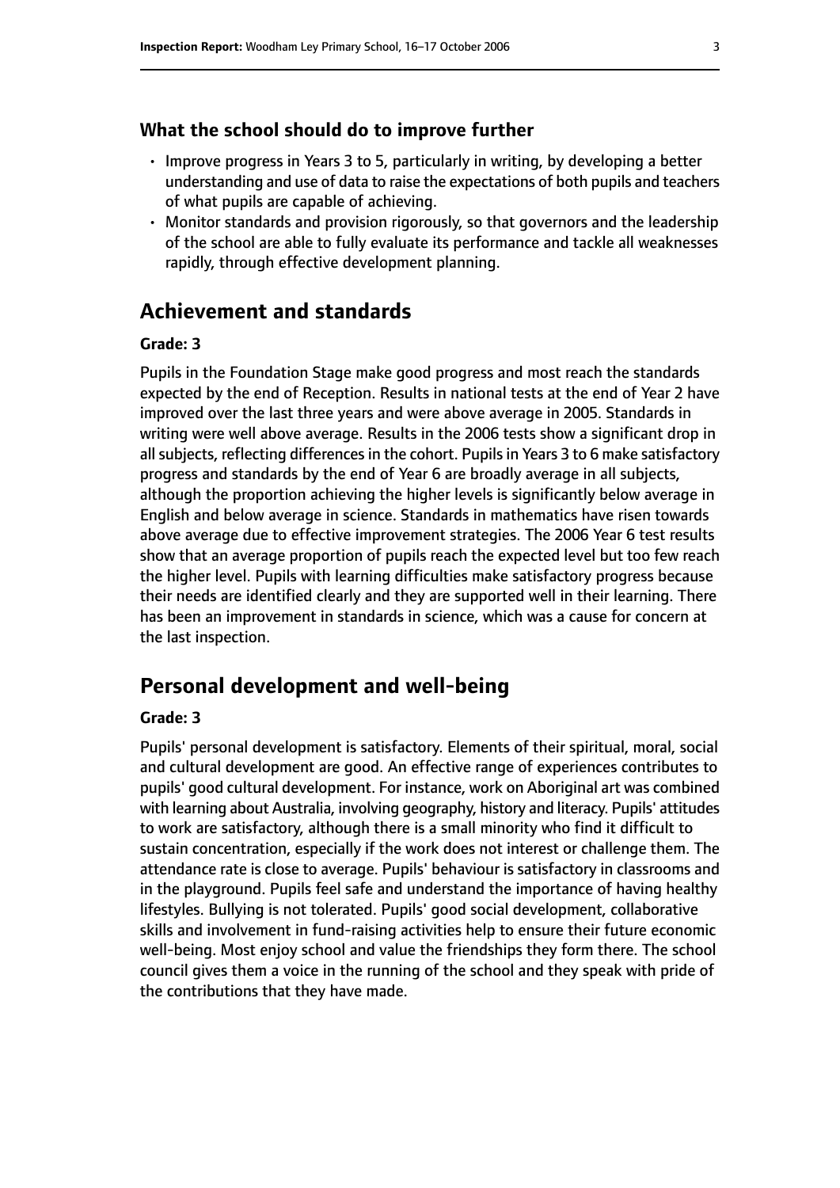### What the school should do to improve further

- Improve progress in Years 3 to 5, particularly in writing, by developing a better understanding and use of data to raise the expectations of both pupils and teachers of what pupils are capable of achieving.
- Monitor standards and provision rigorously, so that governors and the leadership of the school are able to fully evaluate its performance and tackle all weaknesses rapidly, through effective development planning.

## Achievement and standards

#### Grade: 3

Pupils in the Foundation Stage make good progress and most reach the standards expected by the end of Reception. Results in national tests at the end of Year 2 have improved over the last three years and were above average in 2005. Standards in writing were well above average. Results in the 2006 tests show a significant drop in all subjects, reflecting differences in the cohort. Pupils in Years 3 to 6 make satisfactory progress and standards by the end of Year 6 are broadly average in all subjects, although the proportion achieving the higher levels is significantly below average in English and below average in science. Standards in mathematics have risen towards above average due to effective improvement strategies. The 2006 Year 6 test results show that an average proportion of pupils reach the expected level but too few reach the higher level. Pupils with learning difficulties make satisfactory progress because their needs are identified clearly and they are supported well in their learning. There has been an improvement in standards in science, which was a cause for concern at the last inspection.

## Personal development and well-being

#### Grade: 3

Pupils' personal development is satisfactory. Elements of their spiritual, moral, social and cultural development are good. An effective range of experiences contributes to pupils' good cultural development. For instance, work on Aboriginal art was combined with learning about Australia, involving geography, history and literacy. Pupils' attitudes to work are satisfactory, although there is a small minority who find it difficult to sustain concentration, especially if the work does not interest or challenge them. The attendance rate is close to average. Pupils' behaviour is satisfactory in classrooms and in the playground. Pupils feel safe and understand the importance of having healthy lifestyles. Bullying is not tolerated. Pupils' good social development, collaborative skills and involvement in fund-raising activities help to ensure their future economic well-being. Most enjoy school and value the friendships they form there. The school council gives them a voice in the running of the school and they speak with pride of the contributions that they have made.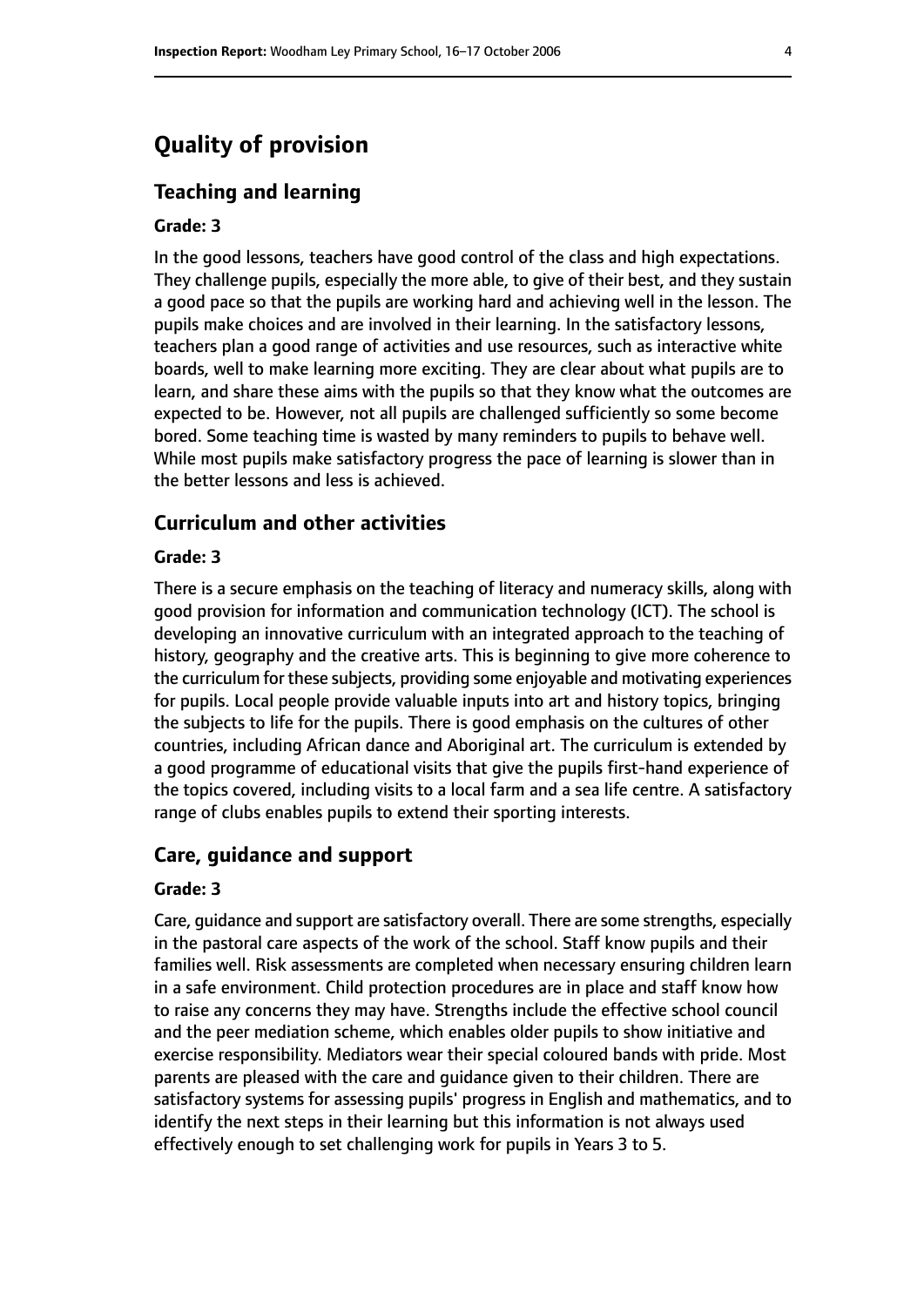# Quality of provision

## Teaching and learning

**Grade: 3**

In the good lessons, teachers have good control of the class and high expectations. They challenge pupils, especially the more able, to give of their best, and they sustain a good pace so that the pupils are working hard and achieving well in the lesson. The pupils make choices and are involved in their learning. In the satisfactory lessons, teachers plan a good range of activities and use resources, such as interactive white boards, well to make learning more exciting. They are clear about what pupils are to learn, and share these aims with the pupils so that they know what the outcomes are expected to be. However, not all pupils are challenged sufficiently so some become bored. Some teaching time is wasted by many reminders to pupils to behave well. While most pupils make satisfactory progress the pace of learning is slower than in the better lessons and less is achieved.

## Curriculum and other activities

**Grade: 3**

There is a secure emphasis on the teaching of literacy and numeracy skills, along with good provision for information and communication technology (ICT). The school is developing an innovative curriculum with an integrated approach to the teaching of history, geography and the creative arts. This is beginning to give more coherence to the curriculum for these subjects, providing some enjoyable and motivating experiences for pupils. Local people provide valuable inputs into art and history topics, bringing the subjects to life for the pupils. There is good emphasis on the cultures of other countries, including African dance and Aboriginal art. The curriculum is extended by a good programme of educational visits that give the pupils first-hand experience of the topics covered, including visits to a local farm and a sea life centre. A satisfactory range of clubs enables pupils to extend their sporting interests.

## Care, guidance and support

**Grade: 3**

Care, guidance and support are satisfactory overall. There are some strengths, especially in the pastoral care aspects of the work of the school. Staff know pupils and their families well. Risk assessments are completed when necessary ensuring children learn in a safe environment. Child protection procedures are in place and staff know how to raise any concerns they may have. Strengths include the effective school council and the peer mediation scheme, which enables older pupils to show initiative and exercise responsibility. Mediators wear their special coloured bands with pride. Most parents are pleased with the care and guidance given to their children. There are satisfactory systems for assessing pupils' progress in English and mathematics, and to identify the next steps in their learning but this information is not always used effectively enough to set challenging work for pupils in Years 3 to 5.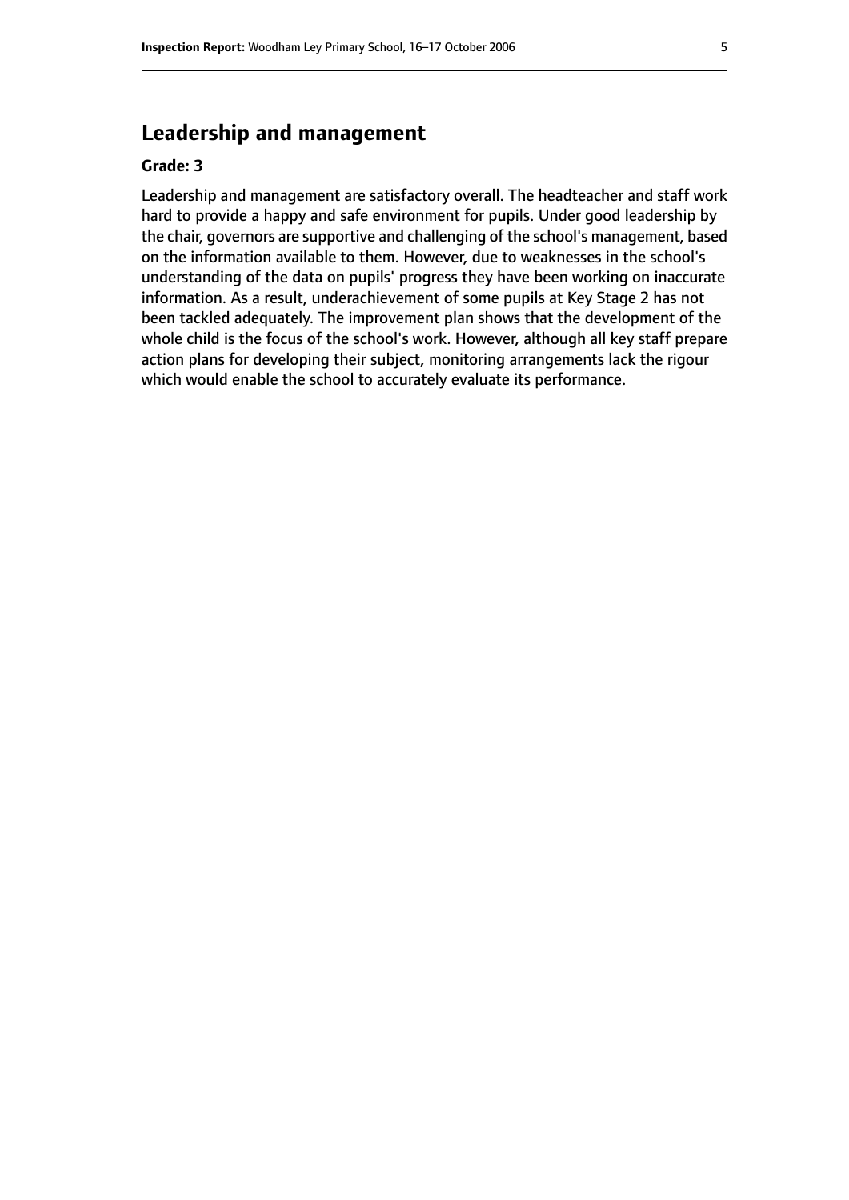## Leadership and management

**Grade: 3**

Leadership and management are satisfactory overall. The headteacher and staff work hard to provide a happy and safe environment for pupils. Under good leadership by the chair, governors are supportive and challenging of the school's management, based on the information available to them. However, due to weaknesses in the school's understanding of the data on pupils' progress they have been working on inaccurate information. As a result, underachievement of some pupils at Key Stage 2 has not been tackled adequately. The improvement plan shows that the development of the whole child is the focus of the school's work. However, although all key staff prepare action plans for developing their subject, monitoring arrangements lack the rigour which would enable the school to accurately evaluate its performance.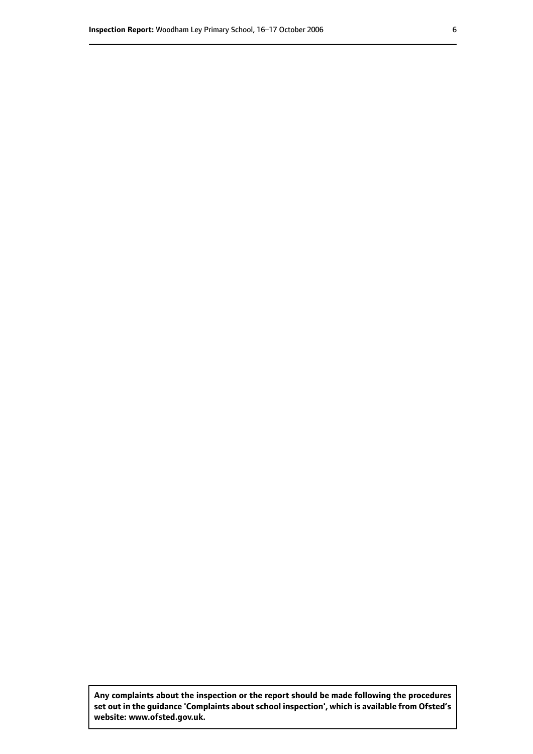**Any complaints about the inspection or the report should be made following the procedures set out in the guidance 'Complaints about school inspection', which is available from Ofsted's website: www.ofsted.gov.uk.**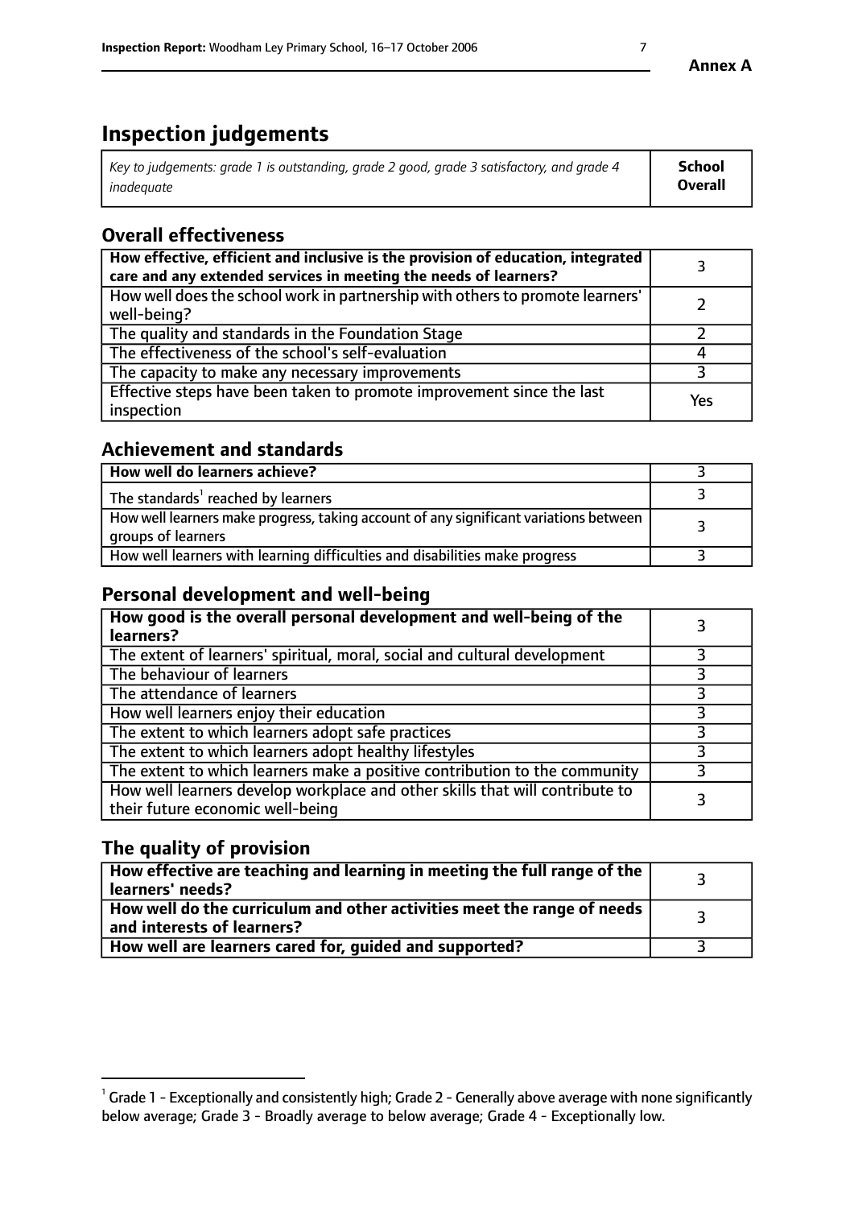# Inspection judgements

| *Key to judgements: grade 1 is outstanding, grade 2 good, grade 3 satisfactory, and grade 4 inadequate* | **School Overall** |
|---|---|

## Overall effectiveness

| | |
|---|---|
| **How effective, efficient and inclusive is the provision of education, integrated care and any extended services in meeting the needs of learners?** | 3 |
| How well does the school work in partnership with others to promote learners' well-being? | 2 |
| The quality and standards in the Foundation Stage | 2 |
| The effectiveness of the school's self-evaluation | 4 |
| The capacity to make any necessary improvements | 3 |
| Effective steps have been taken to promote improvement since the last inspection | Yes |

## Achievement and standards

| | |
|---|---|
| **How well do learners achieve?** | 3 |
| The standards[1] reached by learners | 3 |
| How well learners make progress, taking account of any significant variations between groups of learners | 3 |
| How well learners with learning difficulties and disabilities make progress | 3 |

## Personal development and well-being

| | |
|---|---|
| **How good is the overall personal development and well-being of the learners?** | 3 |
| The extent of learners' spiritual, moral, social and cultural development | 3 |
| The behaviour of learners | 3 |
| The attendance of learners | 3 |
| How well learners enjoy their education | 3 |
| The extent to which learners adopt safe practices | 3 |
| The extent to which learners adopt healthy lifestyles | 3 |
| The extent to which learners make a positive contribution to the community | 3 |
| How well learners develop workplace and other skills that will contribute to their future economic well-being | 3 |

## The quality of provision

| | |
|---|---|
| **How effective are teaching and learning in meeting the full range of the learners' needs?** | 3 |
| **How well do the curriculum and other activities meet the range of needs and interests of learners?** | 3 |
| **How well are learners cared for, guided and supported?** | 3 |

[1] Grade 1 - Exceptionally and consistently high; Grade 2 - Generally above average with none significantly below average; Grade 3 - Broadly average to below average; Grade 4 - Exceptionally low.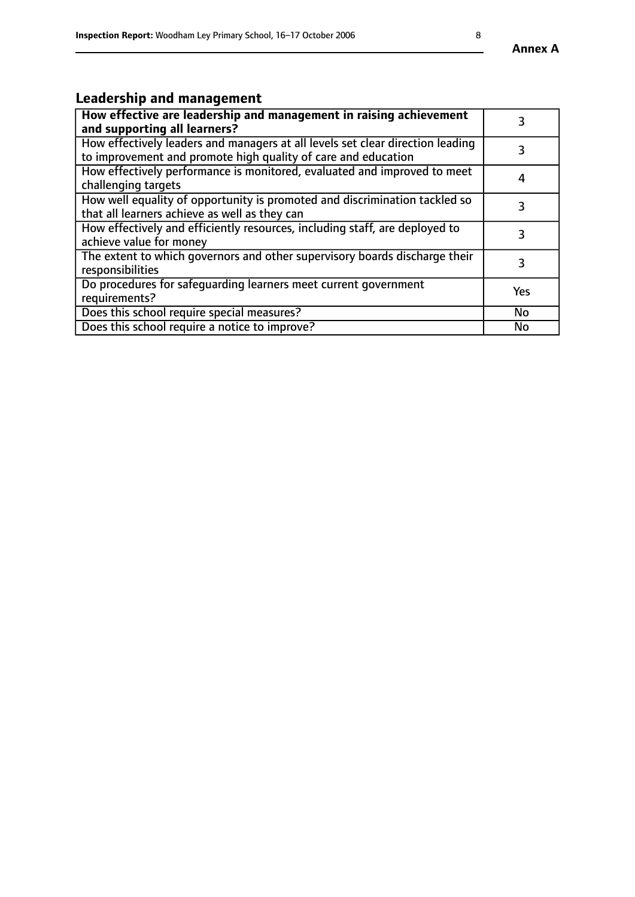## Leadership and management

| **How effective are leadership and management in raising achievement and supporting all learners?** | 3 |
|---|---|
| How effectively leaders and managers at all levels set clear direction leading to improvement and promote high quality of care and education | 3 |
| How effectively performance is monitored, evaluated and improved to meet challenging targets | 4 |
| How well equality of opportunity is promoted and discrimination tackled so that all learners achieve as well as they can | 3 |
| How effectively and efficiently resources, including staff, are deployed to achieve value for money | 3 |
| The extent to which governors and other supervisory boards discharge their responsibilities | 3 |
| Do procedures for safeguarding learners meet current government requirements? | Yes |
| Does this school require special measures? | No |
| Does this school require a notice to improve? | No |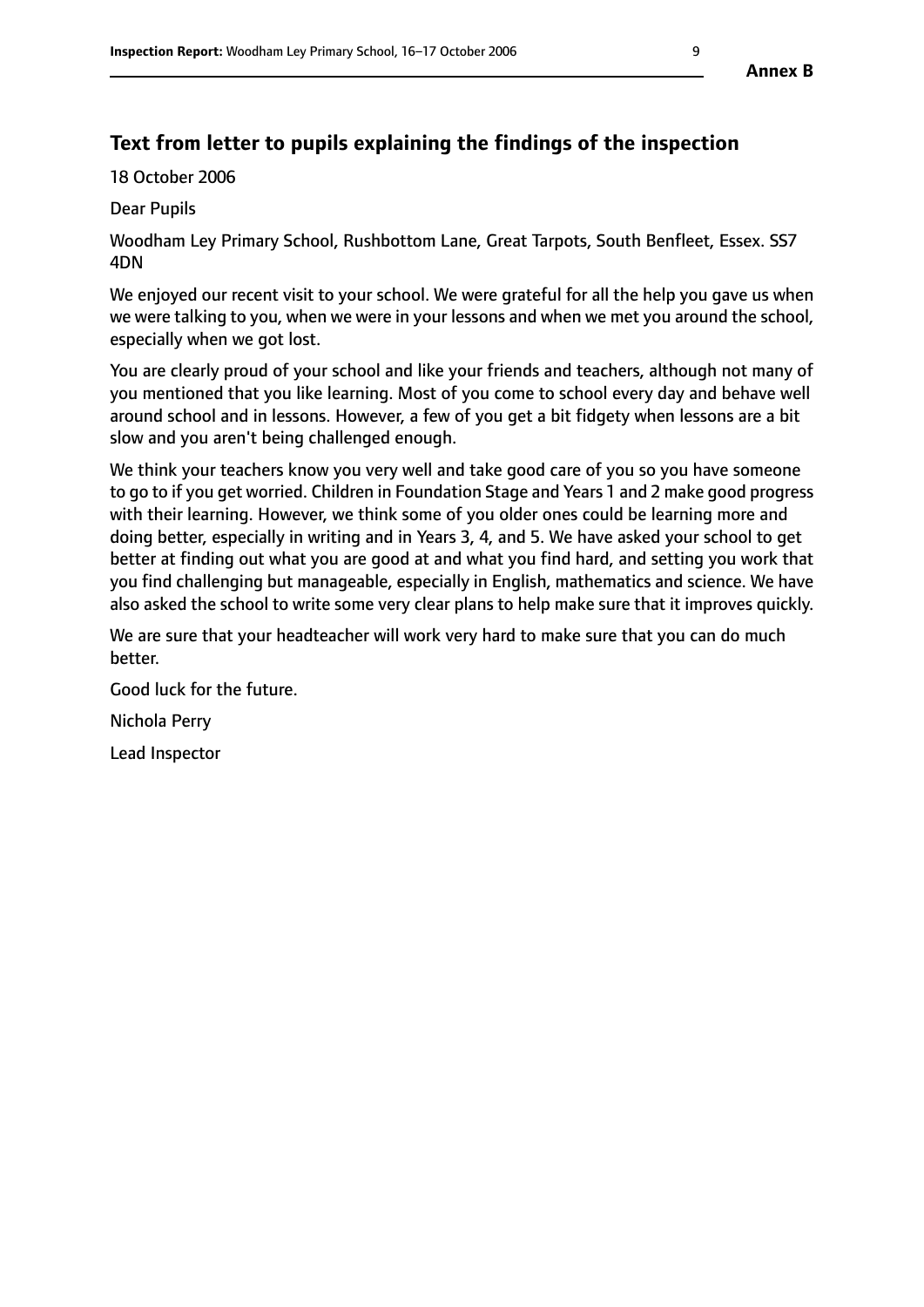## Text from letter to pupils explaining the findings of the inspection

18 October 2006

Dear Pupils

Woodham Ley Primary School, Rushbottom Lane, Great Tarpots, South Benfleet, Essex. SS7 4DN

We enjoyed our recent visit to your school. We were grateful for all the help you gave us when we were talking to you, when we were in your lessons and when we met you around the school, especially when we got lost.

You are clearly proud of your school and like your friends and teachers, although not many of you mentioned that you like learning. Most of you come to school every day and behave well around school and in lessons. However, a few of you get a bit fidgety when lessons are a bit slow and you aren't being challenged enough.

We think your teachers know you very well and take good care of you so you have someone to go to if you get worried. Children in Foundation Stage and Years 1 and 2 make good progress with their learning. However, we think some of you older ones could be learning more and doing better, especially in writing and in Years 3, 4, and 5. We have asked your school to get better at finding out what you are good at and what you find hard, and setting you work that you find challenging but manageable, especially in English, mathematics and science. We have also asked the school to write some very clear plans to help make sure that it improves quickly.

We are sure that your headteacher will work very hard to make sure that you can do much better.

Good luck for the future.

Nichola Perry

Lead Inspector